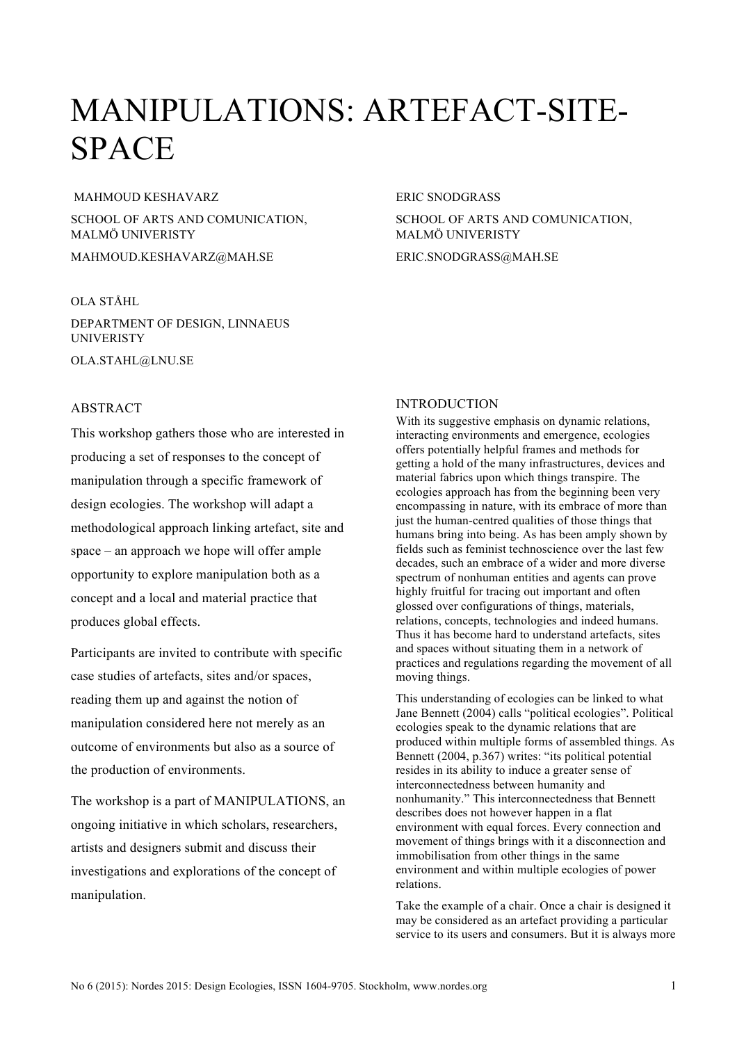# MANIPULATIONS: ARTEFACT-SITE-SPACE

MAHMOUD KESHAVARZ

SCHOOL OF ARTS AND COMUNICATION, MALMÖ UNIVERISTY

MAHMOUD.KESHAVARZ@MAH.SE

ERIC SNODGRASS

SCHOOL OF ARTS AND COMUNICATION, MALMÖ UNIVERISTY

ERIC.SNODGRASS@MAH.SE

OLA STÅHL

DEPARTMENT OF DESIGN, LINNAEUS UNIVERISTY

OLA.STAHL@LNU.SE

## ABSTRACT

This workshop gathers those who are interested in producing a set of responses to the concept of manipulation through a specific framework of design ecologies. The workshop will adapt a methodological approach linking artefact, site and space – an approach we hope will offer ample opportunity to explore manipulation both as a concept and a local and material practice that produces global effects.

Participants are invited to contribute with specific case studies of artefacts, sites and/or spaces, reading them up and against the notion of manipulation considered here not merely as an outcome of environments but also as a source of the production of environments.

The workshop is a part of MANIPULATIONS, an ongoing initiative in which scholars, researchers, artists and designers submit and discuss their investigations and explorations of the concept of manipulation.

## INTRODUCTION

With its suggestive emphasis on dynamic relations, interacting environments and emergence, ecologies offers potentially helpful frames and methods for getting a hold of the many infrastructures, devices and material fabrics upon which things transpire. The ecologies approach has from the beginning been very encompassing in nature, with its embrace of more than just the human-centred qualities of those things that humans bring into being. As has been amply shown by fields such as feminist technoscience over the last few decades, such an embrace of a wider and more diverse spectrum of nonhuman entities and agents can prove highly fruitful for tracing out important and often glossed over configurations of things, materials, relations, concepts, technologies and indeed humans. Thus it has become hard to understand artefacts, sites and spaces without situating them in a network of practices and regulations regarding the movement of all moving things.

This understanding of ecologies can be linked to what Jane Bennett (2004) calls "political ecologies". Political ecologies speak to the dynamic relations that are produced within multiple forms of assembled things. As Bennett (2004, p.367) writes: "its political potential resides in its ability to induce a greater sense of interconnectedness between humanity and nonhumanity." This interconnectedness that Bennett describes does not however happen in a flat environment with equal forces. Every connection and movement of things brings with it a disconnection and immobilisation from other things in the same environment and within multiple ecologies of power relations.

Take the example of a chair. Once a chair is designed it may be considered as an artefact providing a particular service to its users and consumers. But it is always more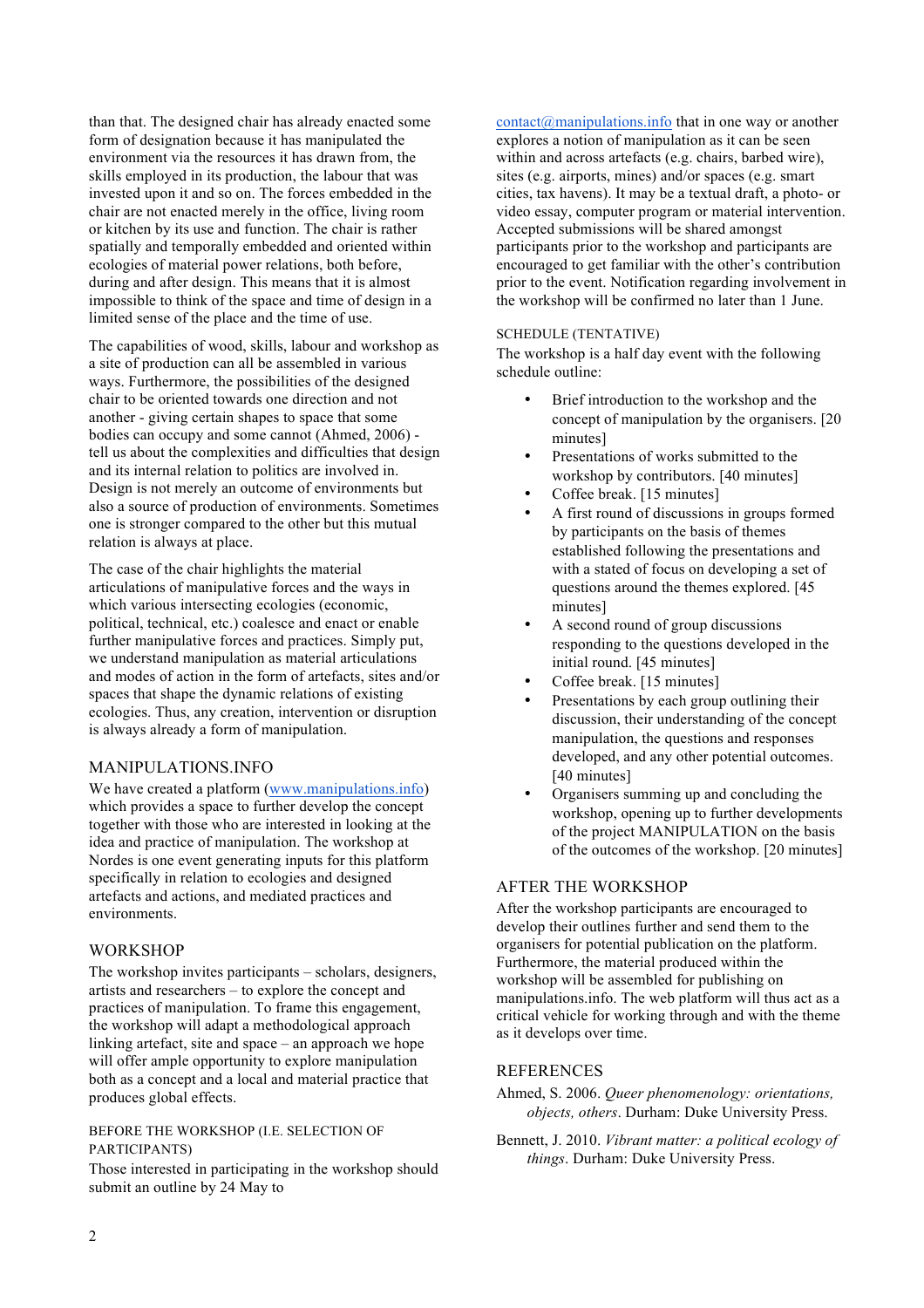than that. The designed chair has already enacted some form of designation because it has manipulated the environment via the resources it has drawn from, the skills employed in its production, the labour that was invested upon it and so on. The forces embedded in the chair are not enacted merely in the office, living room or kitchen by its use and function. The chair is rather spatially and temporally embedded and oriented within ecologies of material power relations, both before, during and after design. This means that it is almost impossible to think of the space and time of design in a limited sense of the place and the time of use.

The capabilities of wood, skills, labour and workshop as a site of production can all be assembled in various ways. Furthermore, the possibilities of the designed chair to be oriented towards one direction and not another - giving certain shapes to space that some bodies can occupy and some cannot (Ahmed, 2006) - tell us about the complexities and difficulties that design and its internal relation to politics are involved in. Design is not merely an outcome of environments but also a source of production of environments. Sometimes one is stronger compared to the other but this mutual relation is always at place.

The case of the chair highlights the material articulations of manipulative forces and the ways in which various intersecting ecologies (economic, political, technical, etc.) coalesce and enact or enable further manipulative forces and practices. Simply put, we understand manipulation as material articulations and modes of action in the form of artefacts, sites and/or spaces that shape the dynamic relations of existing ecologies. Thus, any creation, intervention or disruption is always already a form of manipulation.

## MANIPULATIONS.INFO

We have created a platform (www.manipulations.info) which provides a space to further develop the concept together with those who are interested in looking at the idea and practice of manipulation. The workshop at Nordes is one event generating inputs for this platform specifically in relation to ecologies and designed artefacts and actions, and mediated practices and environments.

## WORKSHOP

The workshop invites participants – scholars, designers, artists and researchers – to explore the concept and practices of manipulation. To frame this engagement, the workshop will adapt a methodological approach linking artefact, site and space – an approach we hope will offer ample opportunity to explore manipulation both as a concept and a local and material practice that produces global effects.

### BEFORE THE WORKSHOP (I.E. SELECTION OF PARTICIPANTS)

Those interested in participating in the workshop should submit an outline by 24 May to contact@manipulations.info that in one way or another explores a notion of manipulation as it can be seen within and across artefacts (e.g. chairs, barbed wire), sites (e.g. airports, mines) and/or spaces (e.g. smart cities, tax havens). It may be a textual draft, a photo- or video essay, computer program or material intervention. Accepted submissions will be shared amongst participants prior to the workshop and participants are encouraged to get familiar with the other's contribution prior to the event. Notification regarding involvement in the workshop will be confirmed no later than 1 June.

### SCHEDULE (TENTATIVE)

The workshop is a half day event with the following schedule outline:

- Brief introduction to the workshop and the concept of manipulation by the organisers. [20 minutes]
- Presentations of works submitted to the workshop by contributors. [40 minutes]
- Coffee break. [15 minutes]
- A first round of discussions in groups formed by participants on the basis of themes established following the presentations and with a stated of focus on developing a set of questions around the themes explored. [45 minutes]
- A second round of group discussions responding to the questions developed in the initial round. [45 minutes]
- Coffee break. [15 minutes]
- Presentations by each group outlining their discussion, their understanding of the concept manipulation, the questions and responses developed, and any other potential outcomes. [40 minutes]
- Organisers summing up and concluding the workshop, opening up to further developments of the project MANIPULATION on the basis of the outcomes of the workshop. [20 minutes]

## AFTER THE WORKSHOP

After the workshop participants are encouraged to develop their outlines further and send them to the organisers for potential publication on the platform. Furthermore, the material produced within the workshop will be assembled for publishing on manipulations.info. The web platform will thus act as a critical vehicle for working through and with the theme as it develops over time.

## REFERENCES

Ahmed, S. 2006. *Queer phenomenology: orientations, objects, others*. Durham: Duke University Press.

Bennett, J. 2010. *Vibrant matter: a political ecology of things*. Durham: Duke University Press.